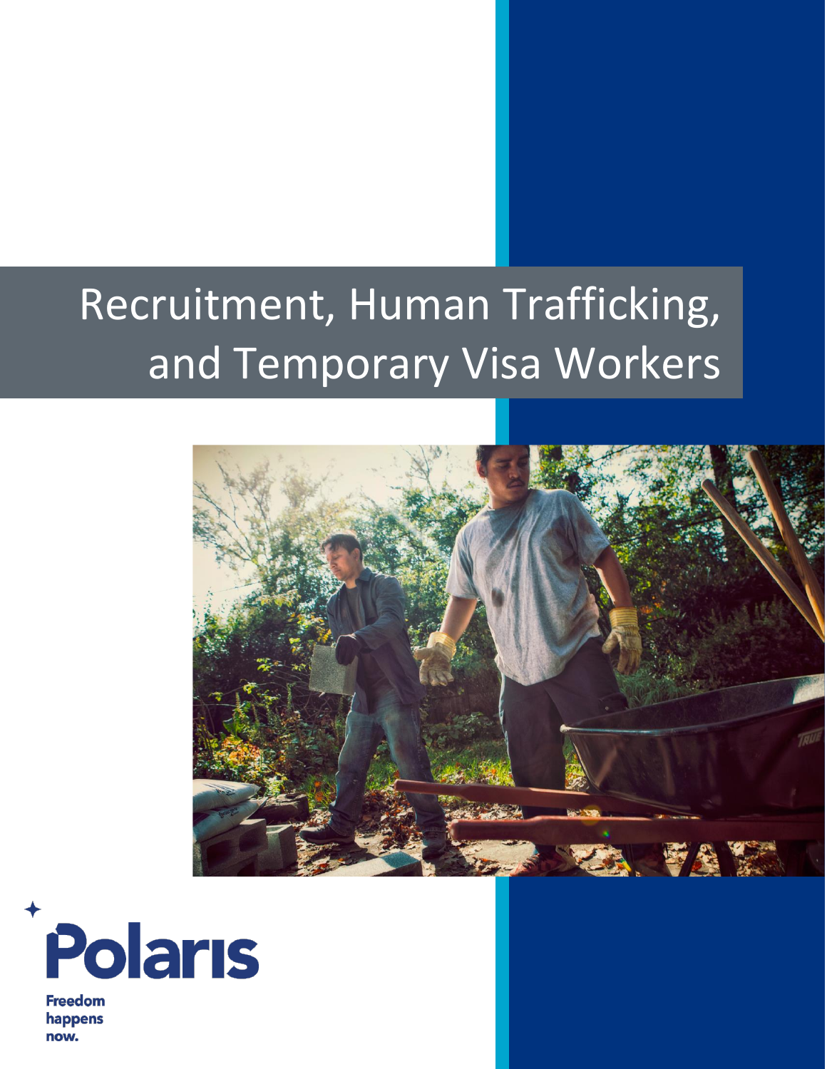# Recruitment, Human Trafficking, and Temporary Visa Workers

Polaris

Freedom happens now.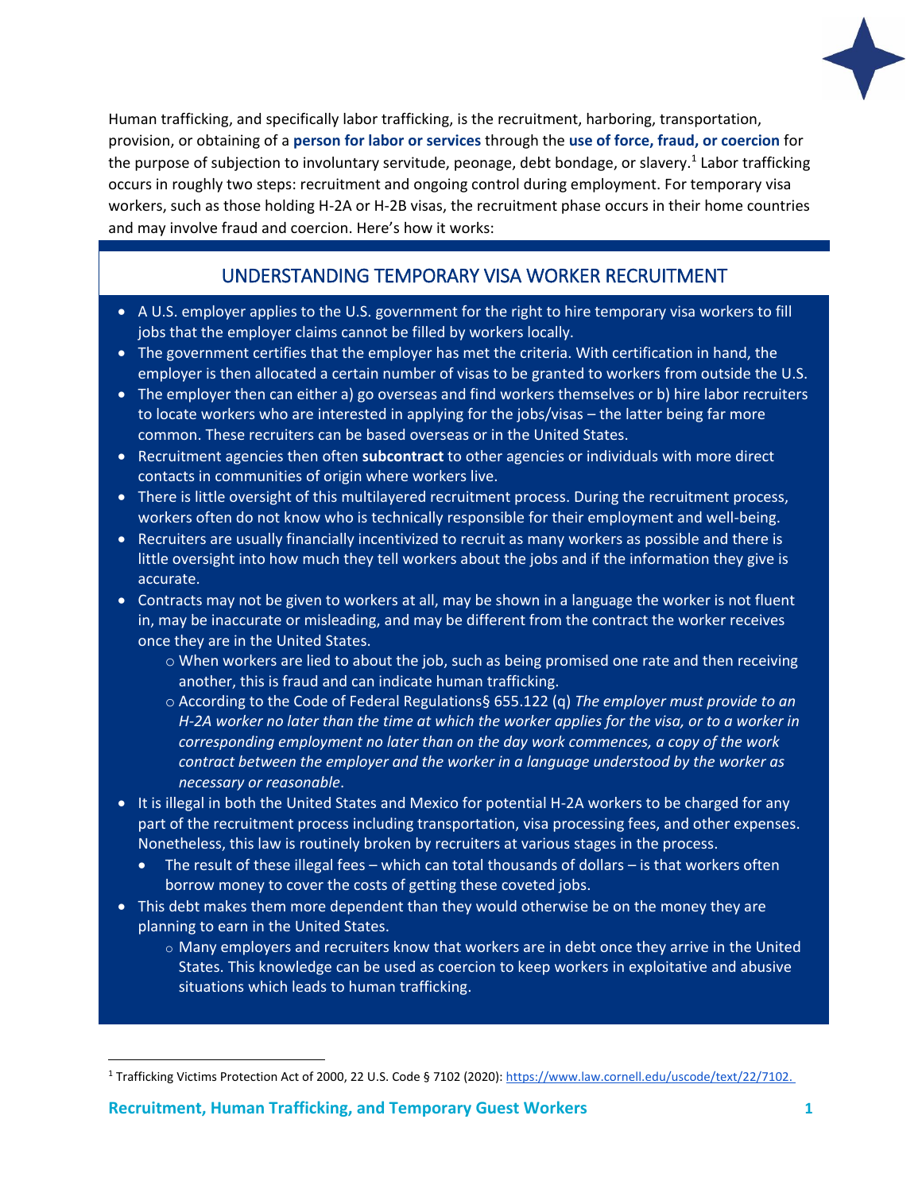Human trafficking, and specifically labor trafficking, is the recruitment, harboring, transportation, provision, or obtaining of a **person for labor or services** through the **use of force, fraud, or coercion** for the purpose of subjection to involuntary servitude, peonage, debt bondage, or slavery.[1] Labor trafficking occurs in roughly two steps: recruitment and ongoing control during employment. For temporary visa workers, such as those holding H-2A or H-2B visas, the recruitment phase occurs in their home countries and may involve fraud and coercion. Here's how it works:

## UNDERSTANDING TEMPORARY VISA WORKER RECRUITMENT

- A U.S. employer applies to the U.S. government for the right to hire temporary visa workers to fill jobs that the employer claims cannot be filled by workers locally.
- The government certifies that the employer has met the criteria. With certification in hand, the employer is then allocated a certain number of visas to be granted to workers from outside the U.S.
- The employer then can either a) go overseas and find workers themselves or b) hire labor recruiters to locate workers who are interested in applying for the jobs/visas – the latter being far more common. These recruiters can be based overseas or in the United States.
- Recruitment agencies then often **subcontract** to other agencies or individuals with more direct contacts in communities of origin where workers live.
- There is little oversight of this multilayered recruitment process. During the recruitment process, workers often do not know who is technically responsible for their employment and well-being.
- Recruiters are usually financially incentivized to recruit as many workers as possible and there is little oversight into how much they tell workers about the jobs and if the information they give is accurate.
- Contracts may not be given to workers at all, may be shown in a language the worker is not fluent in, may be inaccurate or misleading, and may be different from the contract the worker receives once they are in the United States.
  - When workers are lied to about the job, such as being promised one rate and then receiving another, this is fraud and can indicate human trafficking.
  - According to the Code of Federal Regulations§ 655.122 (q) *The employer must provide to an H-2A worker no later than the time at which the worker applies for the visa, or to a worker in corresponding employment no later than on the day work commences, a copy of the work contract between the employer and the worker in a language understood by the worker as necessary or reasonable*.
- It is illegal in both the United States and Mexico for potential H-2A workers to be charged for any part of the recruitment process including transportation, visa processing fees, and other expenses. Nonetheless, this law is routinely broken by recruiters at various stages in the process.
  - The result of these illegal fees – which can total thousands of dollars – is that workers often borrow money to cover the costs of getting these coveted jobs.
- This debt makes them more dependent than they would otherwise be on the money they are planning to earn in the United States.
  - Many employers and recruiters know that workers are in debt once they arrive in the United States. This knowledge can be used as coercion to keep workers in exploitative and abusive situations which leads to human trafficking.

[1] Trafficking Victims Protection Act of 2000, 22 U.S. Code § 7102 (2020): https://www.law.cornell.edu/uscode/text/22/7102.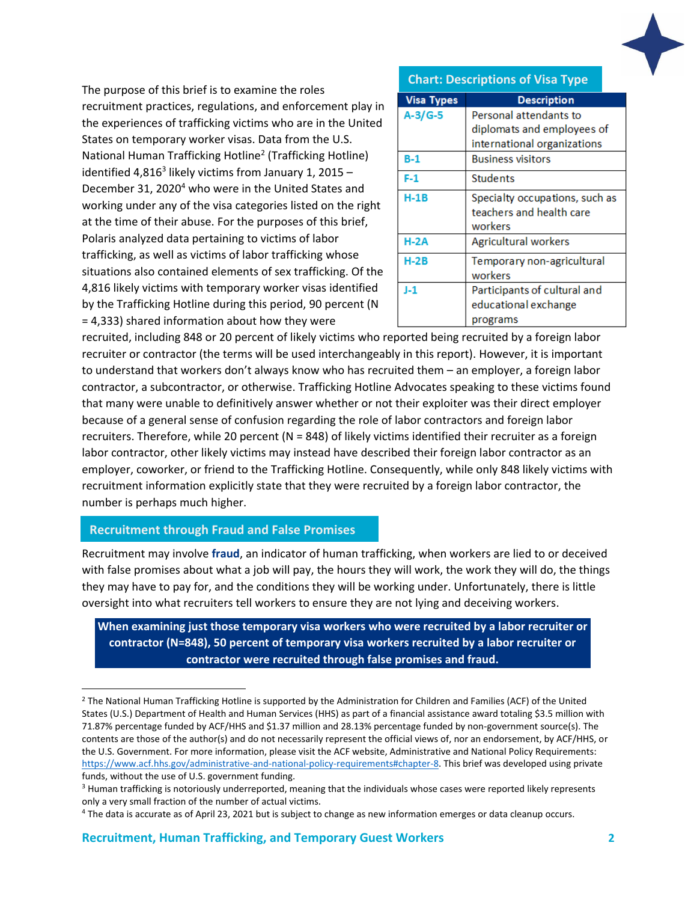The purpose of this brief is to examine the roles recruitment practices, regulations, and enforcement play in the experiences of trafficking victims who are in the United States on temporary worker visas. Data from the U.S. National Human Trafficking Hotline[2] (Trafficking Hotline) identified 4,816[3] likely victims from January 1, 2015 – December 31, 2020[4] who were in the United States and working under any of the visa categories listed on the right at the time of their abuse. For the purposes of this brief, Polaris analyzed data pertaining to victims of labor trafficking, as well as victims of labor trafficking whose situations also contained elements of sex trafficking. Of the 4,816 likely victims with temporary worker visas identified by the Trafficking Hotline during this period, 90 percent (N = 4,333) shared information about how they were recruited, including 848 or 20 percent of likely victims who reported being recruited by a foreign labor recruiter or contractor (the terms will be used interchangeably in this report). However, it is important to understand that workers don't always know who has recruited them – an employer, a foreign labor contractor, a subcontractor, or otherwise. Trafficking Hotline Advocates speaking to these victims found that many were unable to definitively answer whether or not their exploiter was their direct employer because of a general sense of confusion regarding the role of labor contractors and foreign labor recruiters. Therefore, while 20 percent (N = 848) of likely victims identified their recruiter as a foreign labor contractor, other likely victims may instead have described their foreign labor contractor as an employer, coworker, or friend to the Trafficking Hotline. Consequently, while only 848 likely victims with recruitment information explicitly state that they were recruited by a foreign labor contractor, the number is perhaps much higher.

**Chart: Descriptions of Visa Type**

| Visa Types | Description |
|---|---|
| A-3/G-5 | Personal attendants to diplomats and employees of international organizations |
| B-1 | Business visitors |
| F-1 | Students |
| H-1B | Specialty occupations, such as teachers and health care workers |
| H-2A | Agricultural workers |
| H-2B | Temporary non-agricultural workers |
| J-1 | Participants of cultural and educational exchange programs |

## Recruitment through Fraud and False Promises

Recruitment may involve **fraud**, an indicator of human trafficking, when workers are lied to or deceived with false promises about what a job will pay, the hours they will work, the work they will do, the things they may have to pay for, and the conditions they will be working under. Unfortunately, there is little oversight into what recruiters tell workers to ensure they are not lying and deceiving workers.

**When examining just those temporary visa workers who were recruited by a labor recruiter or contractor (N=848), 50 percent of temporary visa workers recruited by a labor recruiter or contractor were recruited through false promises and fraud.**

---

[2] The National Human Trafficking Hotline is supported by the Administration for Children and Families (ACF) of the United States (U.S.) Department of Health and Human Services (HHS) as part of a financial assistance award totaling $3.5 million with 71.87% percentage funded by ACF/HHS and $1.37 million and 28.13% percentage funded by non-government source(s). The contents are those of the author(s) and do not necessarily represent the official views of, nor an endorsement, by ACF/HHS, or the U.S. Government. For more information, please visit the ACF website, Administrative and National Policy Requirements: https://www.acf.hhs.gov/administrative-and-national-policy-requirements#chapter-8. This brief was developed using private funds, without the use of U.S. government funding.

[3] Human trafficking is notoriously underreported, meaning that the individuals whose cases were reported likely represents only a very small fraction of the number of actual victims.

[4] The data is accurate as of April 23, 2021 but is subject to change as new information emerges or data cleanup occurs.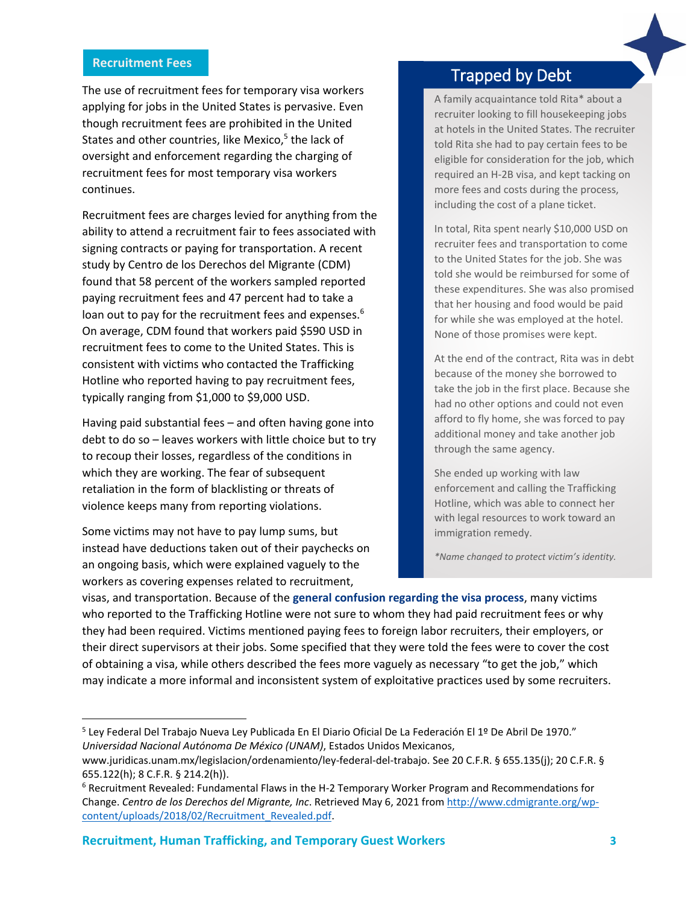## Recruitment Fees

The use of recruitment fees for temporary visa workers applying for jobs in the United States is pervasive. Even though recruitment fees are prohibited in the United States and other countries, like Mexico,[5] the lack of oversight and enforcement regarding the charging of recruitment fees for most temporary visa workers continues.

Recruitment fees are charges levied for anything from the ability to attend a recruitment fair to fees associated with signing contracts or paying for transportation. A recent study by Centro de los Derechos del Migrante (CDM) found that 58 percent of the workers sampled reported paying recruitment fees and 47 percent had to take a loan out to pay for the recruitment fees and expenses.[6] On average, CDM found that workers paid $590 USD in recruitment fees to come to the United States. This is consistent with victims who contacted the Trafficking Hotline who reported having to pay recruitment fees, typically ranging from $1,000 to $9,000 USD.

Having paid substantial fees – and often having gone into debt to do so – leaves workers with little choice but to try to recoup their losses, regardless of the conditions in which they are working. The fear of subsequent retaliation in the form of blacklisting or threats of violence keeps many from reporting violations.

Some victims may not have to pay lump sums, but instead have deductions taken out of their paychecks on an ongoing basis, which were explained vaguely to the workers as covering expenses related to recruitment, visas, and transportation. Because of the **general confusion regarding the visa process**, many victims who reported to the Trafficking Hotline were not sure to whom they had paid recruitment fees or why they had been required. Victims mentioned paying fees to foreign labor recruiters, their employers, or their direct supervisors at their jobs. Some specified that they were told the fees were to cover the cost of obtaining a visa, while others described the fees more vaguely as necessary "to get the job," which may indicate a more informal and inconsistent system of exploitative practices used by some recruiters.

### Trapped by Debt

A family acquaintance told Rita* about a recruiter looking to fill housekeeping jobs at hotels in the United States. The recruiter told Rita she had to pay certain fees to be eligible for consideration for the job, which required an H-2B visa, and kept tacking on more fees and costs during the process, including the cost of a plane ticket.

In total, Rita spent nearly $10,000 USD on recruiter fees and transportation to come to the United States for the job. She was told she would be reimbursed for some of these expenditures. She was also promised that her housing and food would be paid for while she was employed at the hotel. None of those promises were kept.

At the end of the contract, Rita was in debt because of the money she borrowed to take the job in the first place. Because she had no other options and could not even afford to fly home, she was forced to pay additional money and take another job through the same agency.

She ended up working with law enforcement and calling the Trafficking Hotline, which was able to connect her with legal resources to work toward an immigration remedy.

*\*Name changed to protect victim's identity.*

---

[5] Ley Federal Del Trabajo Nueva Ley Publicada En El Diario Oficial De La Federación El 1º De Abril De 1970." *Universidad Nacional Autónoma De México (UNAM)*, Estados Unidos Mexicanos, www.juridicas.unam.mx/legislacion/ordenamiento/ley-federal-del-trabajo. See 20 C.F.R. § 655.135(j); 20 C.F.R. § 655.122(h); 8 C.F.R. § 214.2(h)).

[6] Recruitment Revealed: Fundamental Flaws in the H-2 Temporary Worker Program and Recommendations for Change. *Centro de los Derechos del Migrante, Inc*. Retrieved May 6, 2021 from http://www.cdmigrante.org/wp-content/uploads/2018/02/Recruitment_Revealed.pdf.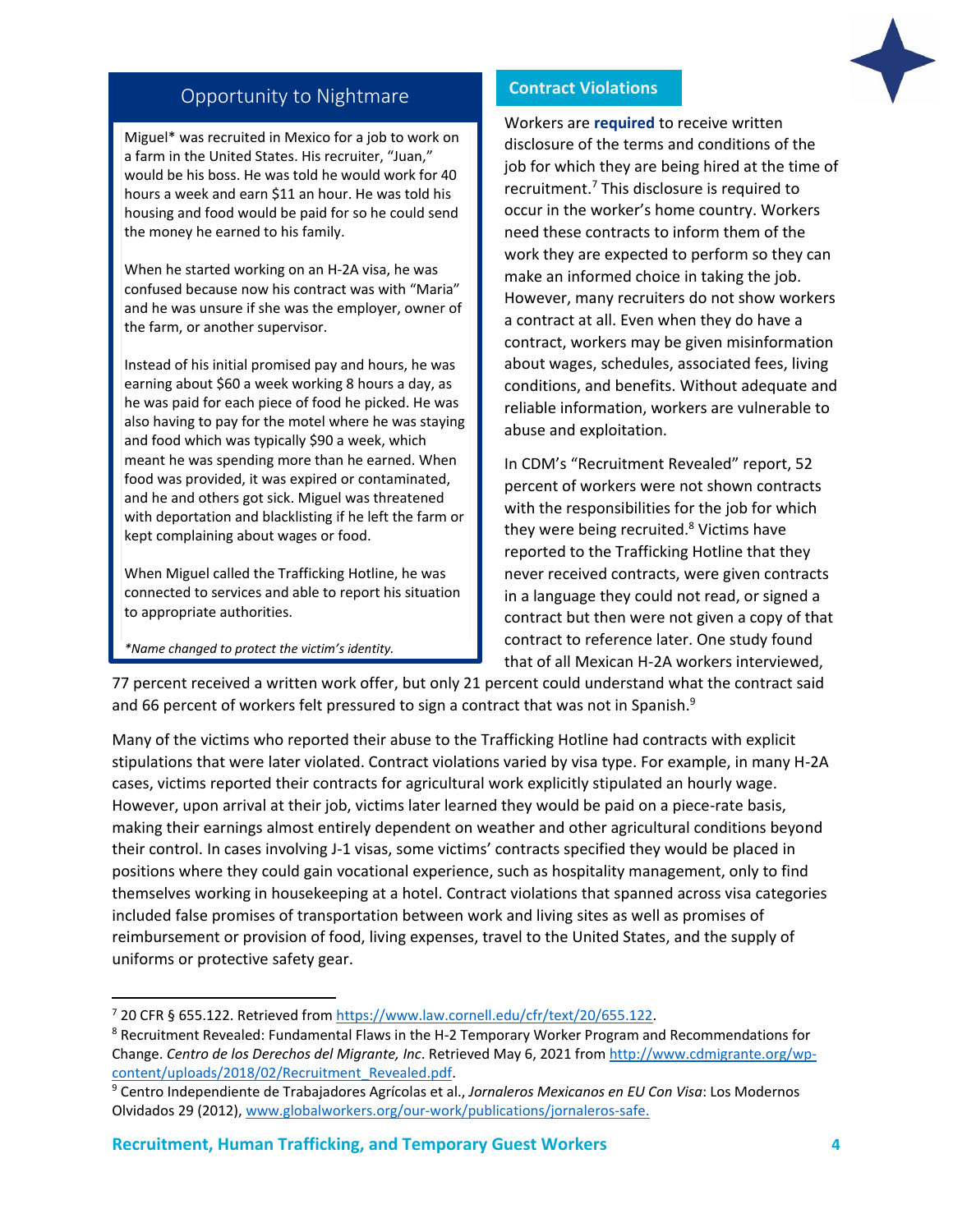## Opportunity to Nightmare

Miguel* was recruited in Mexico for a job to work on a farm in the United States. His recruiter, "Juan," would be his boss. He was told he would work for 40 hours a week and earn $11 an hour. He was told his housing and food would be paid for so he could send the money he earned to his family.

When he started working on an H-2A visa, he was confused because now his contract was with "Maria" and he was unsure if she was the employer, owner of the farm, or another supervisor.

Instead of his initial promised pay and hours, he was earning about $60 a week working 8 hours a day, as he was paid for each piece of food he picked. He was also having to pay for the motel where he was staying and food which was typically $90 a week, which meant he was spending more than he earned. When food was provided, it was expired or contaminated, and he and others got sick. Miguel was threatened with deportation and blacklisting if he left the farm or kept complaining about wages or food.

When Miguel called the Trafficking Hotline, he was connected to services and able to report his situation to appropriate authorities.

*\*Name changed to protect the victim's identity.*

## Contract Violations

Workers are **required** to receive written disclosure of the terms and conditions of the job for which they are being hired at the time of recruitment.[7] This disclosure is required to occur in the worker's home country. Workers need these contracts to inform them of the work they are expected to perform so they can make an informed choice in taking the job. However, many recruiters do not show workers a contract at all. Even when they do have a contract, workers may be given misinformation about wages, schedules, associated fees, living conditions, and benefits. Without adequate and reliable information, workers are vulnerable to abuse and exploitation.

In CDM's "Recruitment Revealed" report, 52 percent of workers were not shown contracts with the responsibilities for the job for which they were being recruited.[8] Victims have reported to the Trafficking Hotline that they never received contracts, were given contracts in a language they could not read, or signed a contract but then were not given a copy of that contract to reference later. One study found that of all Mexican H-2A workers interviewed, 77 percent received a written work offer, but only 21 percent could understand what the contract said and 66 percent of workers felt pressured to sign a contract that was not in Spanish.[9]

Many of the victims who reported their abuse to the Trafficking Hotline had contracts with explicit stipulations that were later violated. Contract violations varied by visa type. For example, in many H-2A cases, victims reported their contracts for agricultural work explicitly stipulated an hourly wage. However, upon arrival at their job, victims later learned they would be paid on a piece-rate basis, making their earnings almost entirely dependent on weather and other agricultural conditions beyond their control. In cases involving J-1 visas, some victims' contracts specified they would be placed in positions where they could gain vocational experience, such as hospitality management, only to find themselves working in housekeeping at a hotel. Contract violations that spanned across visa categories included false promises of transportation between work and living sites as well as promises of reimbursement or provision of food, living expenses, travel to the United States, and the supply of uniforms or protective safety gear.

---

[7] 20 CFR § 655.122. Retrieved from https://www.law.cornell.edu/cfr/text/20/655.122.

[8] Recruitment Revealed: Fundamental Flaws in the H-2 Temporary Worker Program and Recommendations for Change. *Centro de los Derechos del Migrante, Inc*. Retrieved May 6, 2021 from http://www.cdmigrante.org/wp-content/uploads/2018/02/Recruitment_Revealed.pdf.

[9] Centro Independiente de Trabajadores Agrícolas et al., *Jornaleros Mexicanos en EU Con Visa*: Los Modernos Olvidados 29 (2012), www.globalworkers.org/our-work/publications/jornaleros-safe.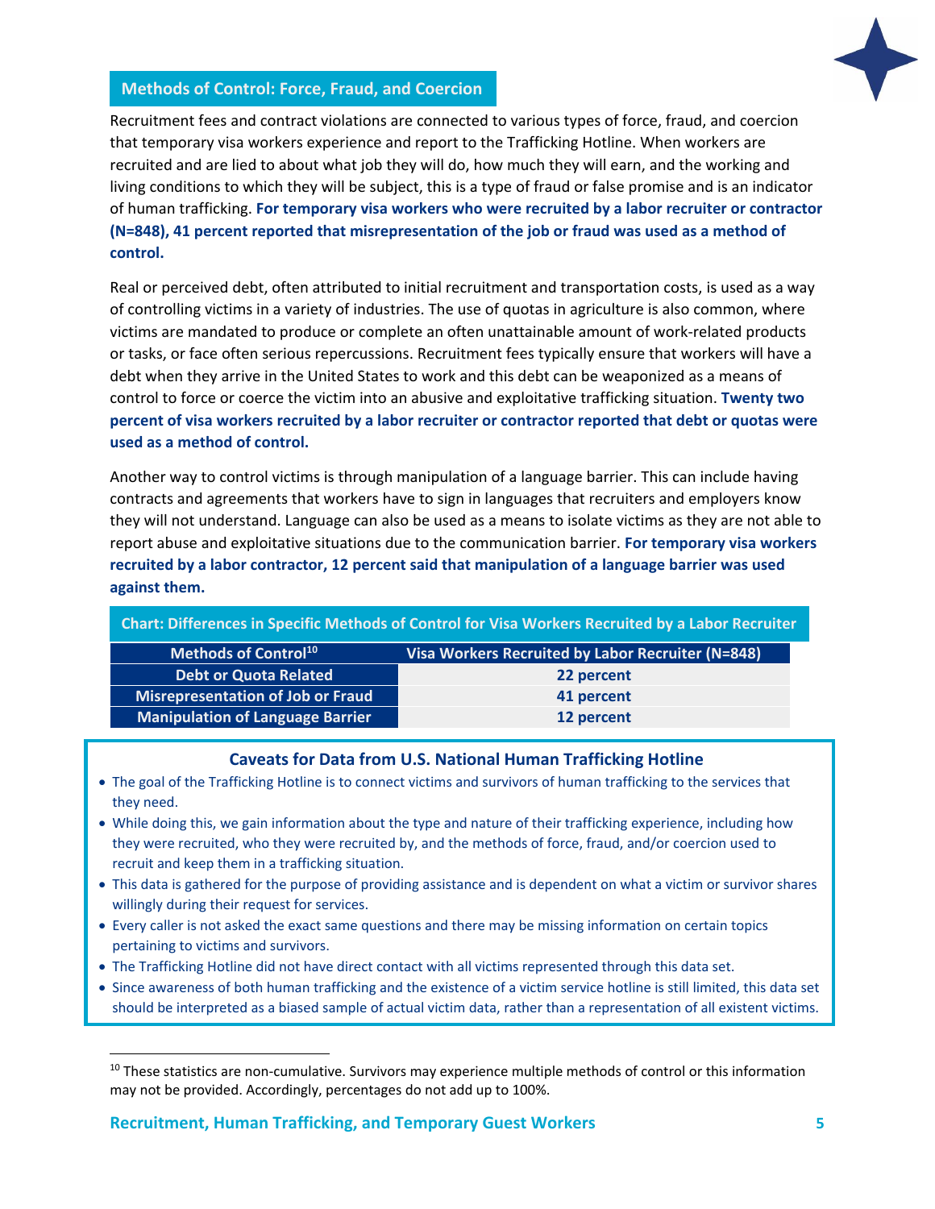## Methods of Control: Force, Fraud, and Coercion

Recruitment fees and contract violations are connected to various types of force, fraud, and coercion that temporary visa workers experience and report to the Trafficking Hotline. When workers are recruited and are lied to about what job they will do, how much they will earn, and the working and living conditions to which they will be subject, this is a type of fraud or false promise and is an indicator of human trafficking. **For temporary visa workers who were recruited by a labor recruiter or contractor (N=848), 41 percent reported that misrepresentation of the job or fraud was used as a method of control.**

Real or perceived debt, often attributed to initial recruitment and transportation costs, is used as a way of controlling victims in a variety of industries. The use of quotas in agriculture is also common, where victims are mandated to produce or complete an often unattainable amount of work-related products or tasks, or face often serious repercussions. Recruitment fees typically ensure that workers will have a debt when they arrive in the United States to work and this debt can be weaponized as a means of control to force or coerce the victim into an abusive and exploitative trafficking situation. **Twenty two percent of visa workers recruited by a labor recruiter or contractor reported that debt or quotas were used as a method of control.**

Another way to control victims is through manipulation of a language barrier. This can include having contracts and agreements that workers have to sign in languages that recruiters and employers know they will not understand. Language can also be used as a means to isolate victims as they are not able to report abuse and exploitative situations due to the communication barrier. **For temporary visa workers recruited by a labor contractor, 12 percent said that manipulation of a language barrier was used against them.**

**Chart: Differences in Specific Methods of Control for Visa Workers Recruited by a Labor Recruiter**

| Methods of Control[10] | Visa Workers Recruited by Labor Recruiter (N=848) |
|---|---|
| Debt or Quota Related | 22 percent |
| Misrepresentation of Job or Fraud | 41 percent |
| Manipulation of Language Barrier | 12 percent |

### Caveats for Data from U.S. National Human Trafficking Hotline

- The goal of the Trafficking Hotline is to connect victims and survivors of human trafficking to the services that they need.
- While doing this, we gain information about the type and nature of their trafficking experience, including how they were recruited, who they were recruited by, and the methods of force, fraud, and/or coercion used to recruit and keep them in a trafficking situation.
- This data is gathered for the purpose of providing assistance and is dependent on what a victim or survivor shares willingly during their request for services.
- Every caller is not asked the exact same questions and there may be missing information on certain topics pertaining to victims and survivors.
- The Trafficking Hotline did not have direct contact with all victims represented through this data set.
- Since awareness of both human trafficking and the existence of a victim service hotline is still limited, this data set should be interpreted as a biased sample of actual victim data, rather than a representation of all existent victims.

---

[10] These statistics are non-cumulative. Survivors may experience multiple methods of control or this information may not be provided. Accordingly, percentages do not add up to 100%.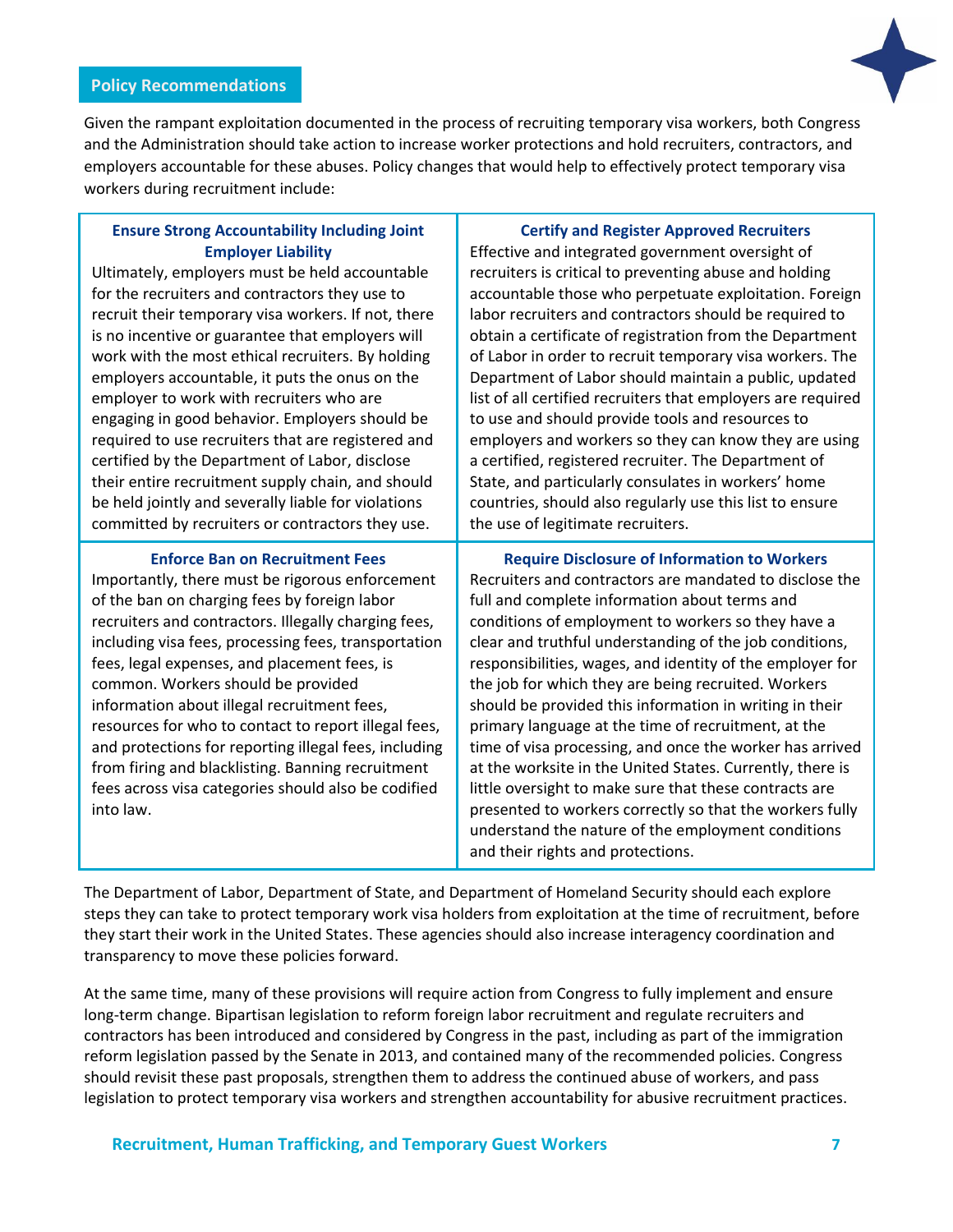## Policy Recommendations

Given the rampant exploitation documented in the process of recruiting temporary visa workers, both Congress and the Administration should take action to increase worker protections and hold recruiters, contractors, and employers accountable for these abuses. Policy changes that would help to effectively protect temporary visa workers during recruitment include:

### Ensure Strong Accountability Including Joint Employer Liability

Ultimately, employers must be held accountable for the recruiters and contractors they use to recruit their temporary visa workers. If not, there is no incentive or guarantee that employers will work with the most ethical recruiters. By holding employers accountable, it puts the onus on the employer to work with recruiters who are engaging in good behavior. Employers should be required to use recruiters that are registered and certified by the Department of Labor, disclose their entire recruitment supply chain, and should be held jointly and severally liable for violations committed by recruiters or contractors they use.

### Certify and Register Approved Recruiters

Effective and integrated government oversight of recruiters is critical to preventing abuse and holding accountable those who perpetuate exploitation. Foreign labor recruiters and contractors should be required to obtain a certificate of registration from the Department of Labor in order to recruit temporary visa workers. The Department of Labor should maintain a public, updated list of all certified recruiters that employers are required to use and should provide tools and resources to employers and workers so they can know they are using a certified, registered recruiter. The Department of State, and particularly consulates in workers' home countries, should also regularly use this list to ensure the use of legitimate recruiters.

### Enforce Ban on Recruitment Fees

Importantly, there must be rigorous enforcement of the ban on charging fees by foreign labor recruiters and contractors. Illegally charging fees, including visa fees, processing fees, transportation fees, legal expenses, and placement fees, is common. Workers should be provided information about illegal recruitment fees, resources for who to contact to report illegal fees, and protections for reporting illegal fees, including from firing and blacklisting. Banning recruitment fees across visa categories should also be codified into law.

### Require Disclosure of Information to Workers

Recruiters and contractors are mandated to disclose the full and complete information about terms and conditions of employment to workers so they have a clear and truthful understanding of the job conditions, responsibilities, wages, and identity of the employer for the job for which they are being recruited. Workers should be provided this information in writing in their primary language at the time of recruitment, at the time of visa processing, and once the worker has arrived at the worksite in the United States. Currently, there is little oversight to make sure that these contracts are presented to workers correctly so that the workers fully understand the nature of the employment conditions and their rights and protections.

The Department of Labor, Department of State, and Department of Homeland Security should each explore steps they can take to protect temporary work visa holders from exploitation at the time of recruitment, before they start their work in the United States. These agencies should also increase interagency coordination and transparency to move these policies forward.

At the same time, many of these provisions will require action from Congress to fully implement and ensure long-term change. Bipartisan legislation to reform foreign labor recruitment and regulate recruiters and contractors has been introduced and considered by Congress in the past, including as part of the immigration reform legislation passed by the Senate in 2013, and contained many of the recommended policies. Congress should revisit these past proposals, strengthen them to address the continued abuse of workers, and pass legislation to protect temporary visa workers and strengthen accountability for abusive recruitment practices.